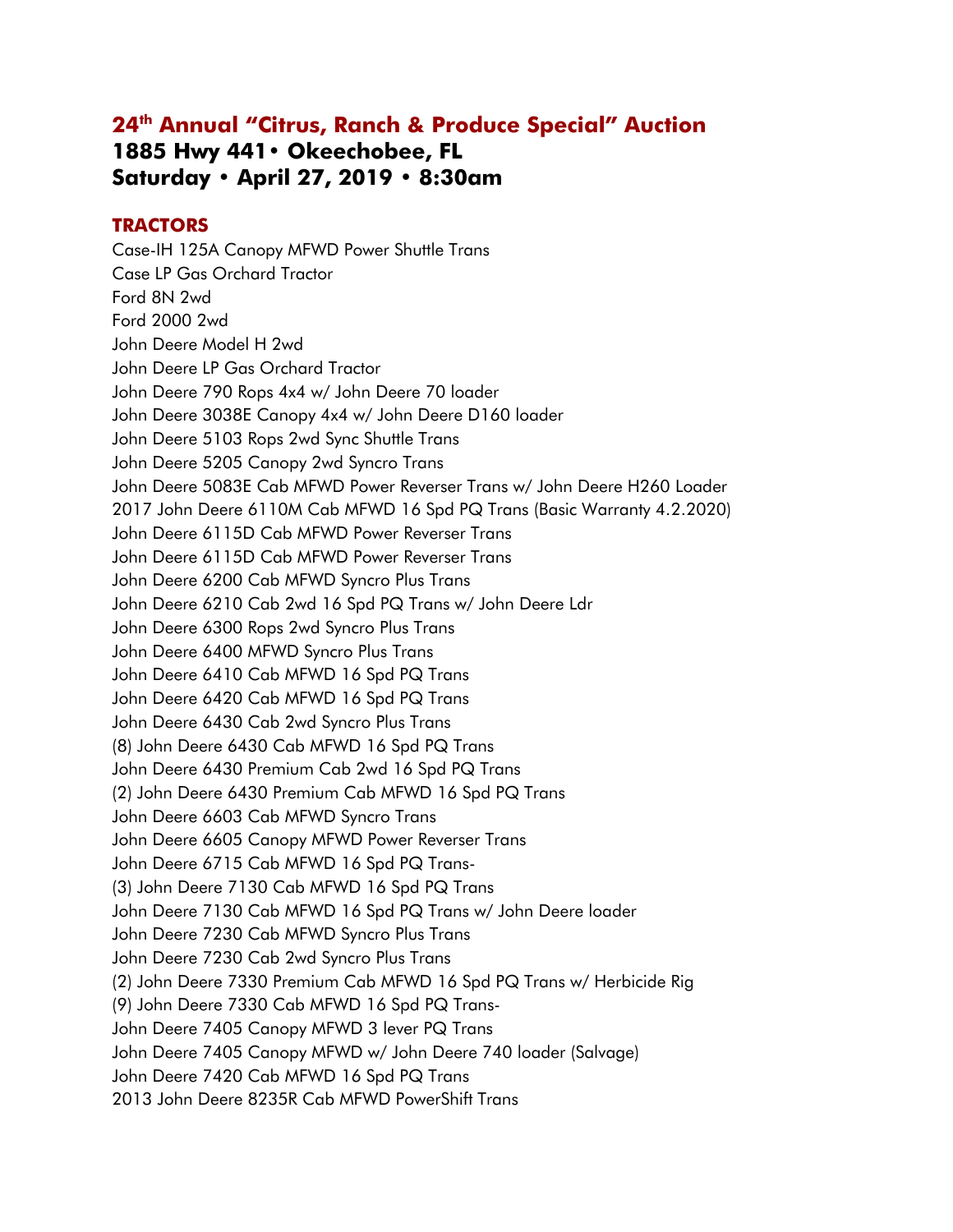## 24th Annual "Citrus, Ranch & Produce Special" Auction
**1885 Hwy 441• Okeechobee, FL**
**Saturday • April 27, 2019 • 8:30am**

### TRACTORS

Case-IH 125A Canopy MFWD Power Shuttle Trans
Case LP Gas Orchard Tractor
Ford 8N 2wd
Ford 2000 2wd
John Deere Model H 2wd
John Deere LP Gas Orchard Tractor
John Deere 790 Rops 4x4 w/ John Deere 70 loader
John Deere 3038E Canopy 4x4 w/ John Deere D160 loader
John Deere 5103 Rops 2wd Sync Shuttle Trans
John Deere 5205 Canopy 2wd Syncro Trans
John Deere 5083E Cab MFWD Power Reverser Trans w/ John Deere H260 Loader
2017 John Deere 6110M Cab MFWD 16 Spd PQ Trans (Basic Warranty 4.2.2020)
John Deere 6115D Cab MFWD Power Reverser Trans
John Deere 6115D Cab MFWD Power Reverser Trans
John Deere 6200 Cab MFWD Syncro Plus Trans
John Deere 6210 Cab 2wd 16 Spd PQ Trans w/ John Deere Ldr
John Deere 6300 Rops 2wd Syncro Plus Trans
John Deere 6400 MFWD Syncro Plus Trans
John Deere 6410 Cab MFWD 16 Spd PQ Trans
John Deere 6420 Cab MFWD 16 Spd PQ Trans
John Deere 6430 Cab 2wd Syncro Plus Trans
(8) John Deere 6430 Cab MFWD 16 Spd PQ Trans
John Deere 6430 Premium Cab 2wd 16 Spd PQ Trans
(2) John Deere 6430 Premium Cab MFWD 16 Spd PQ Trans
John Deere 6603 Cab MFWD Syncro Trans
John Deere 6605 Canopy MFWD Power Reverser Trans
John Deere 6715 Cab MFWD 16 Spd PQ Trans-
(3) John Deere 7130 Cab MFWD 16 Spd PQ Trans
John Deere 7130 Cab MFWD 16 Spd PQ Trans w/ John Deere loader
John Deere 7230 Cab MFWD Syncro Plus Trans
John Deere 7230 Cab 2wd Syncro Plus Trans
(2) John Deere 7330 Premium Cab MFWD 16 Spd PQ Trans w/ Herbicide Rig
(9) John Deere 7330 Cab MFWD 16 Spd PQ Trans-
John Deere 7405 Canopy MFWD 3 lever PQ Trans
John Deere 7405 Canopy MFWD w/ John Deere 740 loader (Salvage)
John Deere 7420 Cab MFWD 16 Spd PQ Trans
2013 John Deere 8235R Cab MFWD PowerShift Trans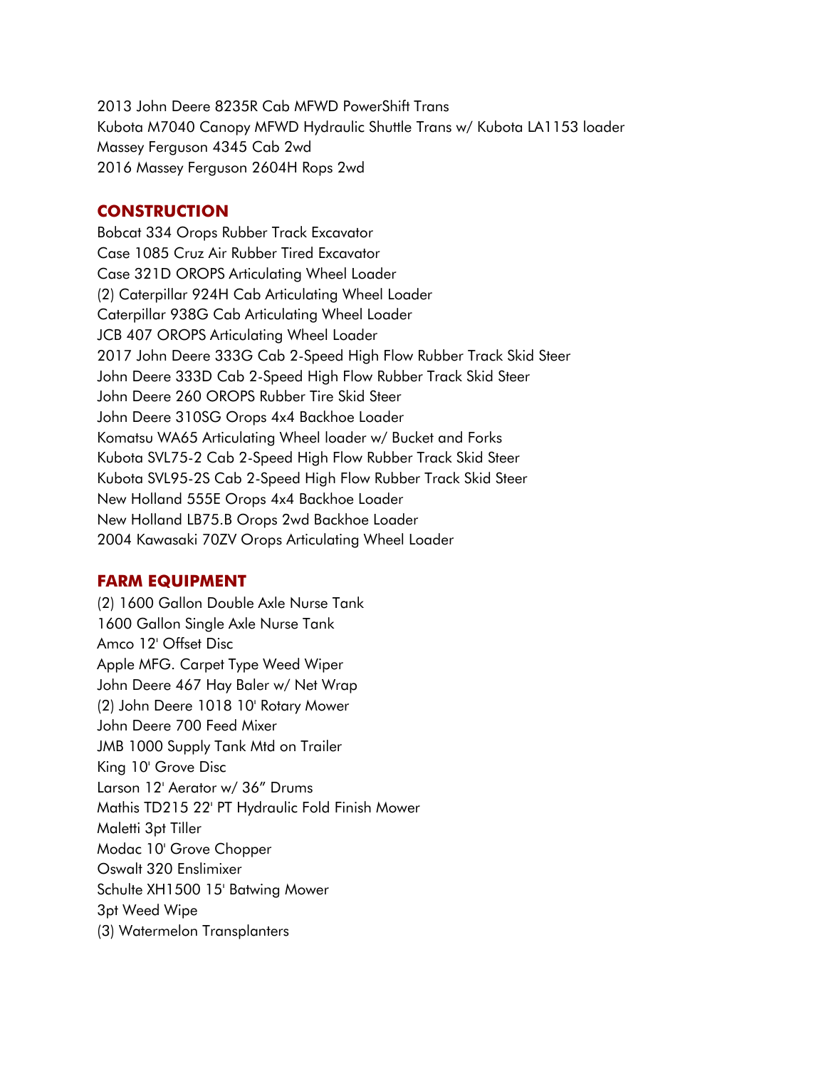2013 John Deere 8235R Cab MFWD PowerShift Trans
Kubota M7040 Canopy MFWD Hydraulic Shuttle Trans w/ Kubota LA1153 loader
Massey Ferguson 4345 Cab 2wd
2016 Massey Ferguson 2604H Rops 2wd

## CONSTRUCTION

Bobcat 334 Orops Rubber Track Excavator
Case 1085 Cruz Air Rubber Tired Excavator
Case 321D OROPS Articulating Wheel Loader
(2) Caterpillar 924H Cab Articulating Wheel Loader
Caterpillar 938G Cab Articulating Wheel Loader
JCB 407 OROPS Articulating Wheel Loader
2017 John Deere 333G Cab 2-Speed High Flow Rubber Track Skid Steer
John Deere 333D Cab 2-Speed High Flow Rubber Track Skid Steer
John Deere 260 OROPS Rubber Tire Skid Steer
John Deere 310SG Orops 4x4 Backhoe Loader
Komatsu WA65 Articulating Wheel loader w/ Bucket and Forks
Kubota SVL75-2 Cab 2-Speed High Flow Rubber Track Skid Steer
Kubota SVL95-2S Cab 2-Speed High Flow Rubber Track Skid Steer
New Holland 555E Orops 4x4 Backhoe Loader
New Holland LB75.B Orops 2wd Backhoe Loader
2004 Kawasaki 70ZV Orops Articulating Wheel Loader

## FARM EQUIPMENT

(2) 1600 Gallon Double Axle Nurse Tank
1600 Gallon Single Axle Nurse Tank
Amco 12' Offset Disc
Apple MFG. Carpet Type Weed Wiper
John Deere 467 Hay Baler w/ Net Wrap
(2) John Deere 1018 10' Rotary Mower
John Deere 700 Feed Mixer
JMB 1000 Supply Tank Mtd on Trailer
King 10' Grove Disc
Larson 12' Aerator w/ 36" Drums
Mathis TD215 22' PT Hydraulic Fold Finish Mower
Maletti 3pt Tiller
Modac 10' Grove Chopper
Oswalt 320 Enslimixer
Schulte XH1500 15' Batwing Mower
3pt Weed Wipe
(3) Watermelon Transplanters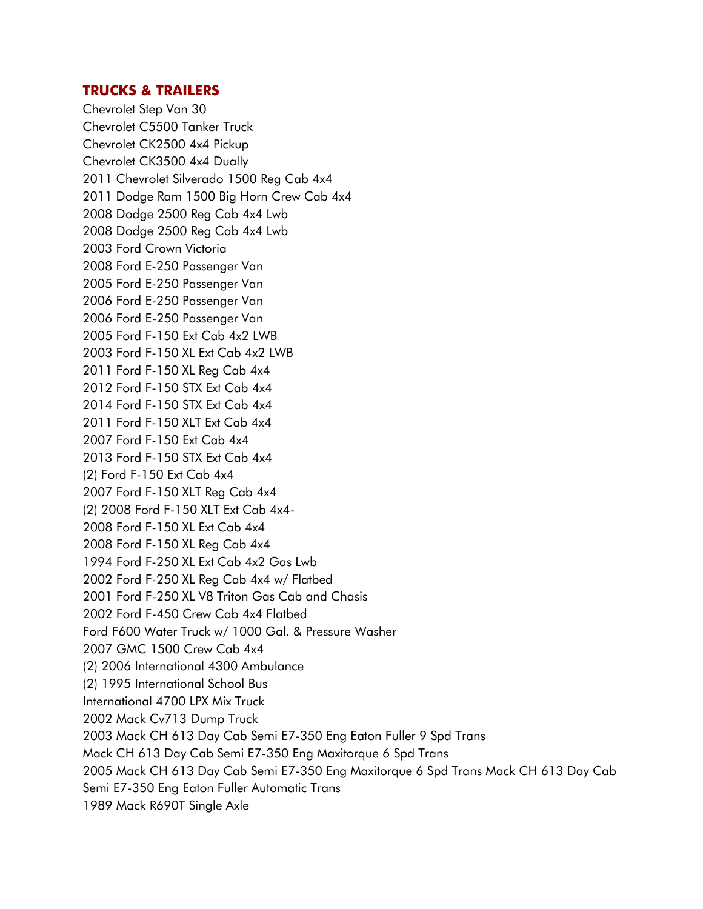## TRUCKS & TRAILERS

Chevrolet Step Van 30
Chevrolet C5500 Tanker Truck
Chevrolet CK2500 4x4 Pickup
Chevrolet CK3500 4x4 Dually
2011 Chevrolet Silverado 1500 Reg Cab 4x4
2011 Dodge Ram 1500 Big Horn Crew Cab 4x4
2008 Dodge 2500 Reg Cab 4x4 Lwb
2008 Dodge 2500 Reg Cab 4x4 Lwb
2003 Ford Crown Victoria
2008 Ford E-250 Passenger Van
2005 Ford E-250 Passenger Van
2006 Ford E-250 Passenger Van
2006 Ford E-250 Passenger Van
2005 Ford F-150 Ext Cab 4x2 LWB
2003 Ford F-150 XL Ext Cab 4x2 LWB
2011 Ford F-150 XL Reg Cab 4x4
2012 Ford F-150 STX Ext Cab 4x4
2014 Ford F-150 STX Ext Cab 4x4
2011 Ford F-150 XLT Ext Cab 4x4
2007 Ford F-150 Ext Cab 4x4
2013 Ford F-150 STX Ext Cab 4x4
(2) Ford F-150 Ext Cab 4x4
2007 Ford F-150 XLT Reg Cab 4x4
(2) 2008 Ford F-150 XLT Ext Cab 4x4-
2008 Ford F-150 XL Ext Cab 4x4
2008 Ford F-150 XL Reg Cab 4x4
1994 Ford F-250 XL Ext Cab 4x2 Gas Lwb
2002 Ford F-250 XL Reg Cab 4x4 w/ Flatbed
2001 Ford F-250 XL V8 Triton Gas Cab and Chasis
2002 Ford F-450 Crew Cab 4x4 Flatbed
Ford F600 Water Truck w/ 1000 Gal. & Pressure Washer
2007 GMC 1500 Crew Cab 4x4
(2) 2006 International 4300 Ambulance
(2) 1995 International School Bus
International 4700 LPX Mix Truck
2002 Mack Cv713 Dump Truck
2003 Mack CH 613 Day Cab Semi E7-350 Eng Eaton Fuller 9 Spd Trans
Mack CH 613 Day Cab Semi E7-350 Eng Maxitorque 6 Spd Trans
2005 Mack CH 613 Day Cab Semi E7-350 Eng Maxitorque 6 Spd Trans Mack CH 613 Day Cab Semi E7-350 Eng Eaton Fuller Automatic Trans
1989 Mack R690T Single Axle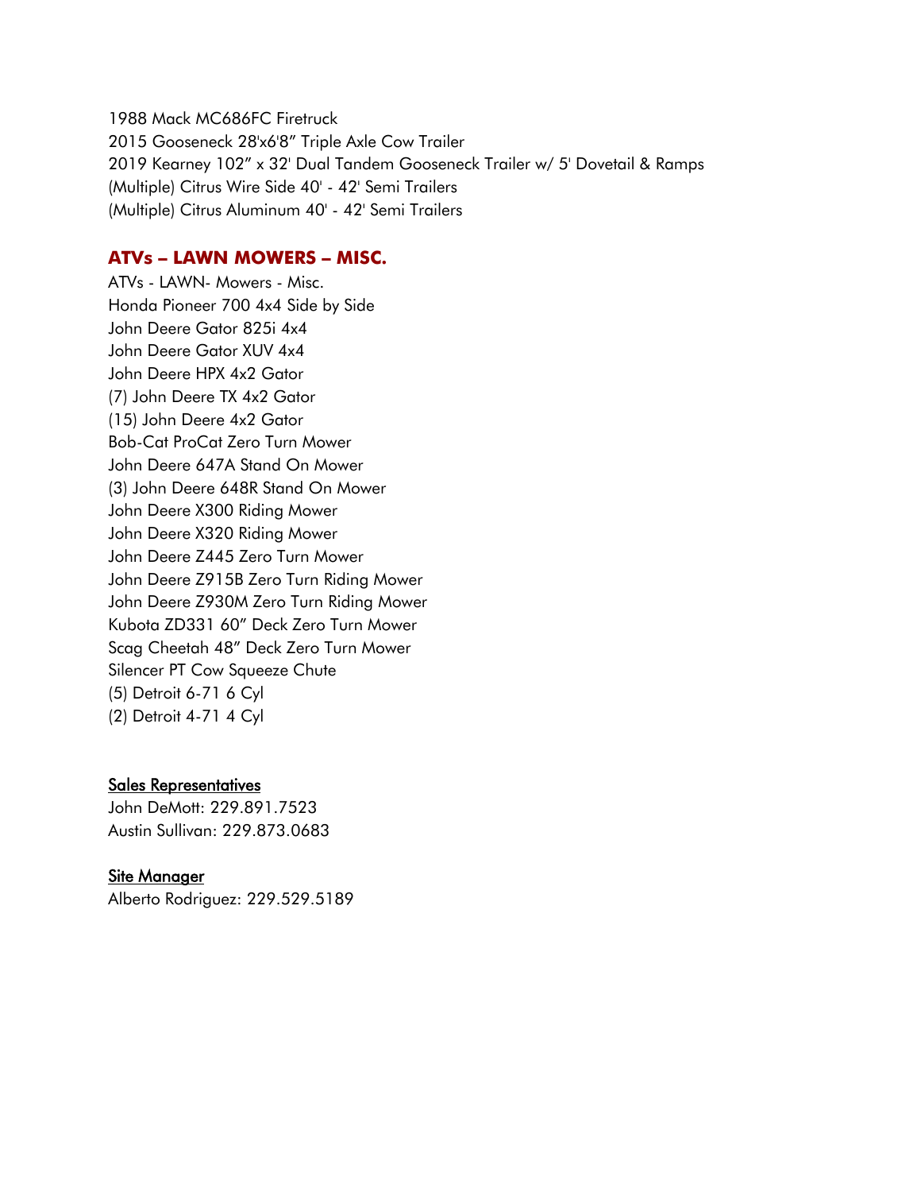1988 Mack MC686FC Firetruck
2015 Gooseneck 28'x6'8" Triple Axle Cow Trailer
2019 Kearney 102" x 32' Dual Tandem Gooseneck Trailer w/ 5' Dovetail & Ramps
(Multiple) Citrus Wire Side 40' - 42' Semi Trailers
(Multiple) Citrus Aluminum 40' - 42' Semi Trailers

## ATVs – LAWN MOWERS – MISC.

ATVs - LAWN- Mowers - Misc.
Honda Pioneer 700 4x4 Side by Side
John Deere Gator 825i 4x4
John Deere Gator XUV 4x4
John Deere HPX 4x2 Gator
(7) John Deere TX 4x2 Gator
(15) John Deere 4x2 Gator
Bob-Cat ProCat Zero Turn Mower
John Deere 647A Stand On Mower
(3) John Deere 648R Stand On Mower
John Deere X300 Riding Mower
John Deere X320 Riding Mower
John Deere Z445 Zero Turn Mower
John Deere Z915B Zero Turn Riding Mower
John Deere Z930M Zero Turn Riding Mower
Kubota ZD331 60" Deck Zero Turn Mower
Scag Cheetah 48" Deck Zero Turn Mower
Silencer PT Cow Squeeze Chute
(5) Detroit 6-71 6 Cyl
(2) Detroit 4-71 4 Cyl

**Sales Representatives**
John DeMott: 229.891.7523
Austin Sullivan: 229.873.0683

**Site Manager**
Alberto Rodriguez: 229.529.5189